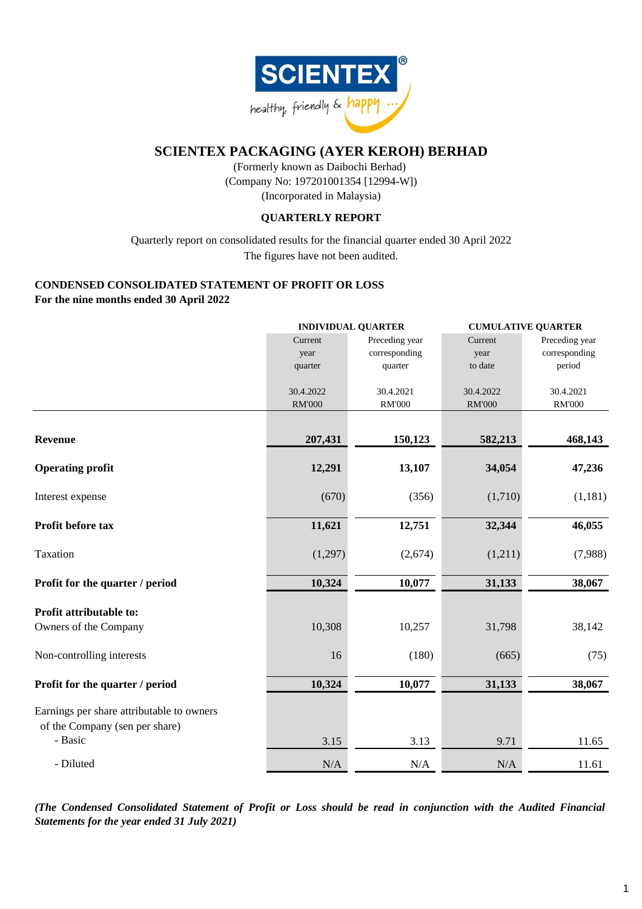# SCIENTEX PACKAGING (AYER KEROH) BERHAD

(Formerly known as Daibochi Berhad)
(Company No: 197201001354 [12994-W])
(Incorporated in Malaysia)

## QUARTERLY REPORT

Quarterly report on consolidated results for the financial quarter ended 30 April 2022
The figures have not been audited.

### CONDENSED CONSOLIDATED STATEMENT OF PROFIT OR LOSS
**For the nine months ended 30 April 2022**

| | INDIVIDUAL QUARTER | | CUMULATIVE QUARTER | |
|---|---|---|---|---|
| | Current year quarter | Preceding year corresponding quarter | Current year to date | Preceding year corresponding period |
| | 30.4.2022 RM'000 | 30.4.2021 RM'000 | 30.4.2022 RM'000 | 30.4.2021 RM'000 |
| **Revenue** | **207,431** | **150,123** | **582,213** | **468,143** |
| **Operating profit** | **12,291** | **13,107** | **34,054** | **47,236** |
| Interest expense | (670) | (356) | (1,710) | (1,181) |
| **Profit before tax** | **11,621** | **12,751** | **32,344** | **46,055** |
| Taxation | (1,297) | (2,674) | (1,211) | (7,988) |
| **Profit for the quarter / period** | **10,324** | **10,077** | **31,133** | **38,067** |
| **Profit attributable to:** | | | | |
| Owners of the Company | 10,308 | 10,257 | 31,798 | 38,142 |
| Non-controlling interests | 16 | (180) | (665) | (75) |
| **Profit for the quarter / period** | **10,324** | **10,077** | **31,133** | **38,067** |
| Earnings per share attributable to owners of the Company (sen per share) | | | | |
| - Basic | 3.15 | 3.13 | 9.71 | 11.65 |
| - Diluted | N/A | N/A | N/A | 11.61 |

***(The Condensed Consolidated Statement of Profit or Loss should be read in conjunction with the Audited Financial Statements for the year ended 31 July 2021)***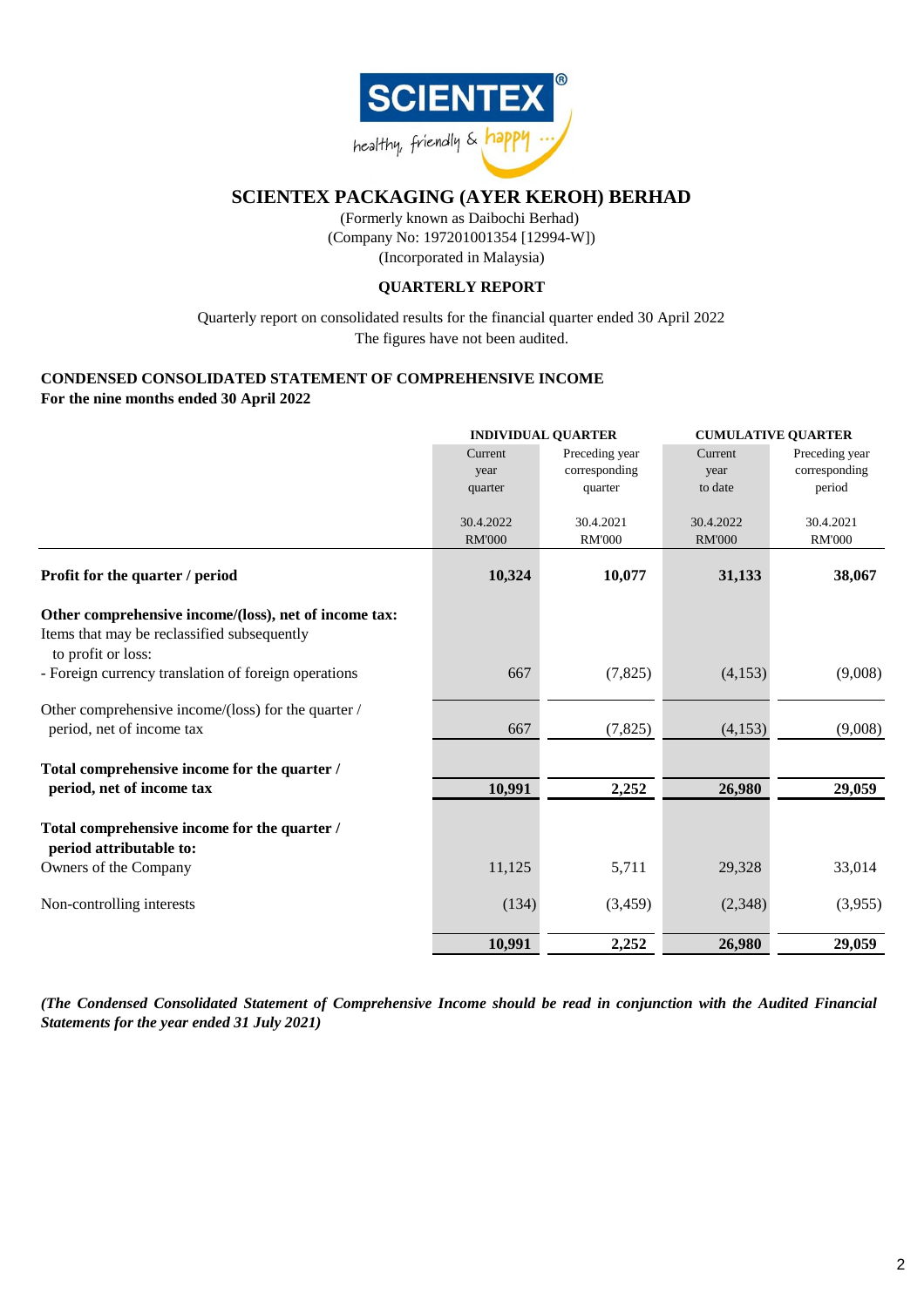# SCIENTEX PACKAGING (AYER KEROH) BERHAD

(Formerly known as Daibochi Berhad)
(Company No: 197201001354 [12994-W])
(Incorporated in Malaysia)

## QUARTERLY REPORT

Quarterly report on consolidated results for the financial quarter ended 30 April 2022
The figures have not been audited.

### CONDENSED CONSOLIDATED STATEMENT OF COMPREHENSIVE INCOME
**For the nine months ended 30 April 2022**

| | INDIVIDUAL QUARTER | | CUMULATIVE QUARTER | |
|---|---|---|---|---|
| | Current year quarter | Preceding year corresponding quarter | Current year to date | Preceding year corresponding period |
| | 30.4.2022 RM'000 | 30.4.2021 RM'000 | 30.4.2022 RM'000 | 30.4.2021 RM'000 |
| **Profit for the quarter / period** | **10,324** | **10,077** | **31,133** | **38,067** |
| **Other comprehensive income/(loss), net of income tax:** | | | | |
| Items that may be reclassified subsequently to profit or loss: | | | | |
| - Foreign currency translation of foreign operations | 667 | (7,825) | (4,153) | (9,008) |
| Other comprehensive income/(loss) for the quarter / period, net of income tax | 667 | (7,825) | (4,153) | (9,008) |
| **Total comprehensive income for the quarter / period, net of income tax** | **10,991** | **2,252** | **26,980** | **29,059** |
| **Total comprehensive income for the quarter / period attributable to:** | | | | |
| Owners of the Company | 11,125 | 5,711 | 29,328 | 33,014 |
| Non-controlling interests | (134) | (3,459) | (2,348) | (3,955) |
| | **10,991** | **2,252** | **26,980** | **29,059** |

*(The Condensed Consolidated Statement of Comprehensive Income should be read in conjunction with the Audited Financial Statements for the year ended 31 July 2021)*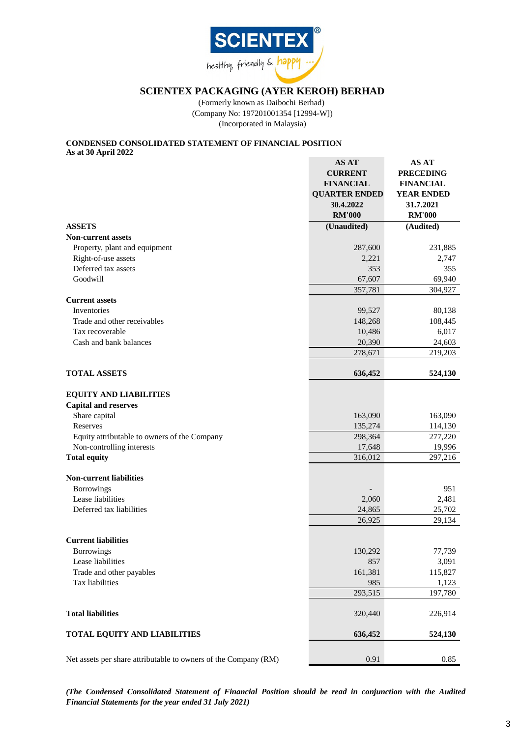# SCIENTEX PACKAGING (AYER KEROH) BERHAD

(Formerly known as Daibochi Berhad)
(Company No: 197201001354 [12994-W])
(Incorporated in Malaysia)

**CONDENSED CONSOLIDATED STATEMENT OF FINANCIAL POSITION**
**As at 30 April 2022**

| | AS AT CURRENT FINANCIAL QUARTER ENDED 30.4.2022 RM'000 | AS AT PRECEDING FINANCIAL YEAR ENDED 31.7.2021 RM'000 |
|---|---|---|
| **ASSETS** | **(Unaudited)** | **(Audited)** |
| **Non-current assets** | | |
| Property, plant and equipment | 287,600 | 231,885 |
| Right-of-use assets | 2,221 | 2,747 |
| Deferred tax assets | 353 | 355 |
| Goodwill | 67,607 | 69,940 |
| | 357,781 | 304,927 |
| **Current assets** | | |
| Inventories | 99,527 | 80,138 |
| Trade and other receivables | 148,268 | 108,445 |
| Tax recoverable | 10,486 | 6,017 |
| Cash and bank balances | 20,390 | 24,603 |
| | 278,671 | 219,203 |
| **TOTAL ASSETS** | **636,452** | **524,130** |
| **EQUITY AND LIABILITIES** | | |
| **Capital and reserves** | | |
| Share capital | 163,090 | 163,090 |
| Reserves | 135,274 | 114,130 |
| Equity attributable to owners of the Company | 298,364 | 277,220 |
| Non-controlling interests | 17,648 | 19,996 |
| **Total equity** | 316,012 | 297,216 |
| **Non-current liabilities** | | |
| Borrowings | - | 951 |
| Lease liabilities | 2,060 | 2,481 |
| Deferred tax liabilities | 24,865 | 25,702 |
| | 26,925 | 29,134 |
| **Current liabilities** | | |
| Borrowings | 130,292 | 77,739 |
| Lease liabilities | 857 | 3,091 |
| Trade and other payables | 161,381 | 115,827 |
| Tax liabilities | 985 | 1,123 |
| | 293,515 | 197,780 |
| **Total liabilities** | 320,440 | 226,914 |
| **TOTAL EQUITY AND LIABILITIES** | **636,452** | **524,130** |
| Net assets per share attributable to owners of the Company (RM) | 0.91 | 0.85 |

***(The Condensed Consolidated Statement of Financial Position should be read in conjunction with the Audited Financial Statements for the year ended 31 July 2021)***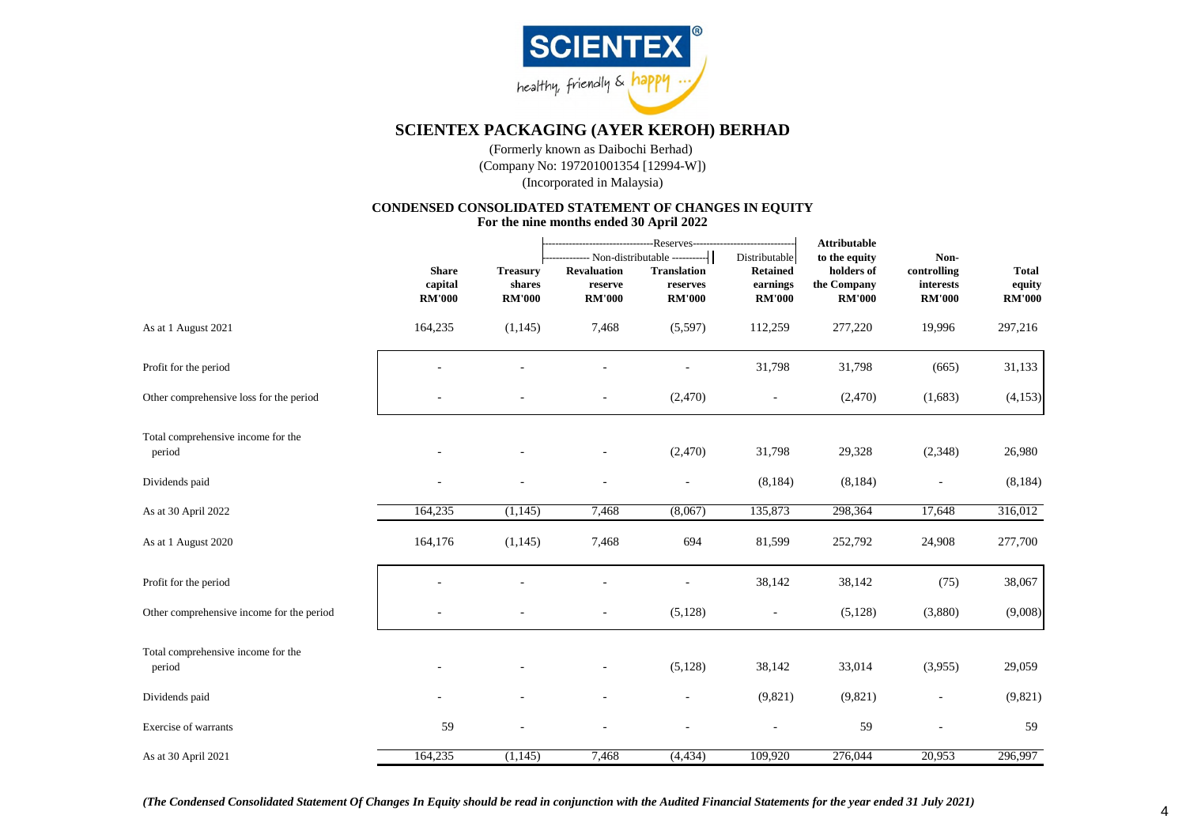# SCIENTEX PACKAGING (AYER KEROH) BERHAD

(Formerly known as Daibochi Berhad)
(Company No: 197201001354 [12994-W])
(Incorporated in Malaysia)

## CONDENSED CONSOLIDATED STATEMENT OF CHANGES IN EQUITY
**For the nine months ended 30 April 2022**

| | | | Reserves | | | | | |
|---|---|---|---|---|---|---|---|---|
| | | | Non-distributable | | Distributable | | | |
| | **Share capital RM'000** | **Treasury shares RM'000** | **Revaluation reserve RM'000** | **Translation reserves RM'000** | **Retained earnings RM'000** | **Attributable to the equity holders of the Company RM'000** | **Non-controlling interests RM'000** | **Total equity RM'000** |
| As at 1 August 2021 | 164,235 | (1,145) | 7,468 | (5,597) | 112,259 | 277,220 | 19,996 | 297,216 |
| Profit for the period | - | - | - | - | 31,798 | 31,798 | (665) | 31,133 |
| Other comprehensive loss for the period | - | - | - | (2,470) | - | (2,470) | (1,683) | (4,153) |
| Total comprehensive income for the period | - | - | - | (2,470) | 31,798 | 29,328 | (2,348) | 26,980 |
| Dividends paid | - | - | - | - | (8,184) | (8,184) | - | (8,184) |
| As at 30 April 2022 | 164,235 | (1,145) | 7,468 | (8,067) | 135,873 | 298,364 | 17,648 | 316,012 |
| As at 1 August 2020 | 164,176 | (1,145) | 7,468 | 694 | 81,599 | 252,792 | 24,908 | 277,700 |
| Profit for the period | - | - | - | - | 38,142 | 38,142 | (75) | 38,067 |
| Other comprehensive income for the period | - | - | - | (5,128) | - | (5,128) | (3,880) | (9,008) |
| Total comprehensive income for the period | - | - | - | (5,128) | 38,142 | 33,014 | (3,955) | 29,059 |
| Dividends paid | - | - | - | - | (9,821) | (9,821) | - | (9,821) |
| Exercise of warrants | 59 | - | - | - | - | 59 | - | 59 |
| As at 30 April 2021 | 164,235 | (1,145) | 7,468 | (4,434) | 109,920 | 276,044 | 20,953 | 296,997 |

*(The Condensed Consolidated Statement Of Changes In Equity should be read in conjunction with the Audited Financial Statements for the year ended 31 July 2021)*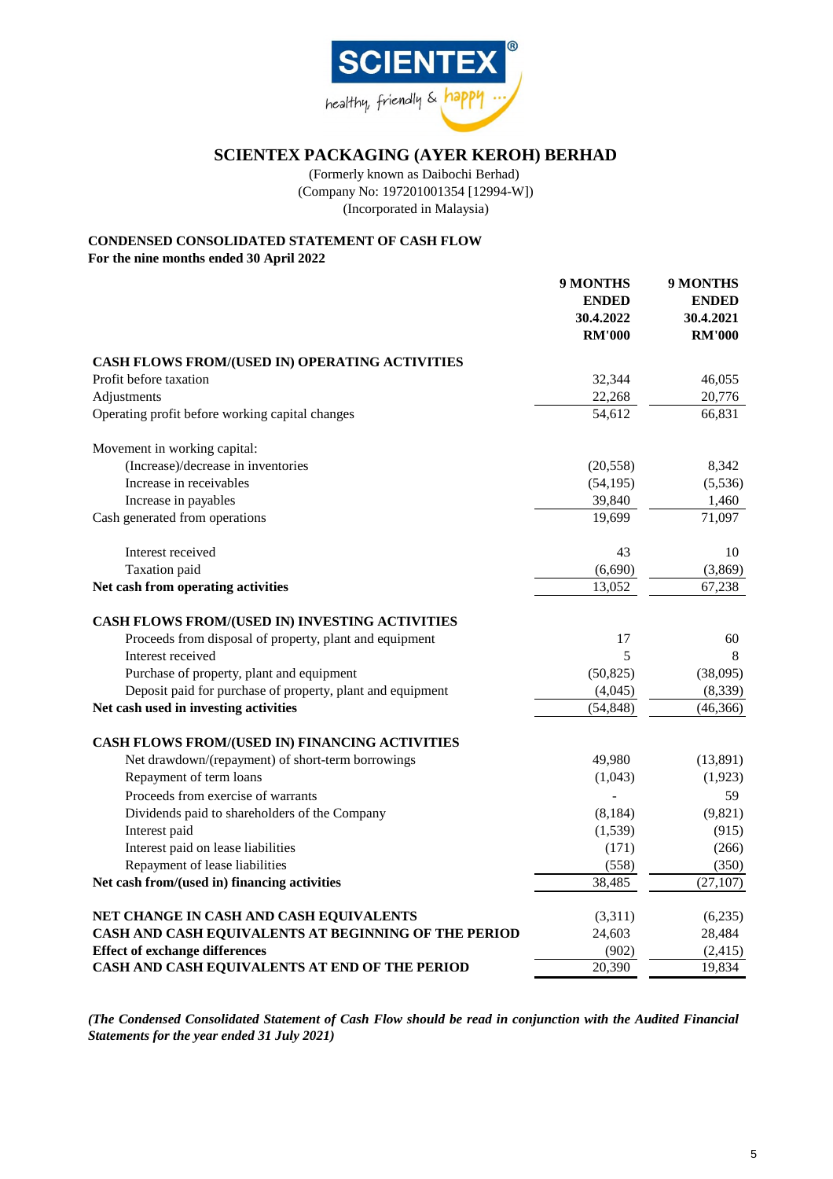# SCIENTEX PACKAGING (AYER KEROH) BERHAD

(Formerly known as Daibochi Berhad)
(Company No: 197201001354 [12994-W])
(Incorporated in Malaysia)

**CONDENSED CONSOLIDATED STATEMENT OF CASH FLOW**
**For the nine months ended 30 April 2022**

| | **9 MONTHS ENDED 30.4.2022 RM'000** | **9 MONTHS ENDED 30.4.2021 RM'000** |
|---|---|---|
| **CASH FLOWS FROM/(USED IN) OPERATING ACTIVITIES** | | |
| Profit before taxation | 32,344 | 46,055 |
| Adjustments | 22,268 | 20,776 |
| Operating profit before working capital changes | 54,612 | 66,831 |
| | | |
| Movement in working capital: | | |
| (Increase)/decrease in inventories | (20,558) | 8,342 |
| Increase in receivables | (54,195) | (5,536) |
| Increase in payables | 39,840 | 1,460 |
| Cash generated from operations | 19,699 | 71,097 |
| | | |
| Interest received | 43 | 10 |
| Taxation paid | (6,690) | (3,869) |
| **Net cash from operating activities** | 13,052 | 67,238 |
| | | |
| **CASH FLOWS FROM/(USED IN) INVESTING ACTIVITIES** | | |
| Proceeds from disposal of property, plant and equipment | 17 | 60 |
| Interest received | 5 | 8 |
| Purchase of property, plant and equipment | (50,825) | (38,095) |
| Deposit paid for purchase of property, plant and equipment | (4,045) | (8,339) |
| **Net cash used in investing activities** | (54,848) | (46,366) |
| | | |
| **CASH FLOWS FROM/(USED IN) FINANCING ACTIVITIES** | | |
| Net drawdown/(repayment) of short-term borrowings | 49,980 | (13,891) |
| Repayment of term loans | (1,043) | (1,923) |
| Proceeds from exercise of warrants | - | 59 |
| Dividends paid to shareholders of the Company | (8,184) | (9,821) |
| Interest paid | (1,539) | (915) |
| Interest paid on lease liabilities | (171) | (266) |
| Repayment of lease liabilities | (558) | (350) |
| **Net cash from/(used in) financing activities** | 38,485 | (27,107) |
| | | |
| **NET CHANGE IN CASH AND CASH EQUIVALENTS** | (3,311) | (6,235) |
| **CASH AND CASH EQUIVALENTS AT BEGINNING OF THE PERIOD** | 24,603 | 28,484 |
| **Effect of exchange differences** | (902) | (2,415) |
| **CASH AND CASH EQUIVALENTS AT END OF THE PERIOD** | 20,390 | 19,834 |

***(The Condensed Consolidated Statement of Cash Flow should be read in conjunction with the Audited Financial Statements for the year ended 31 July 2021)***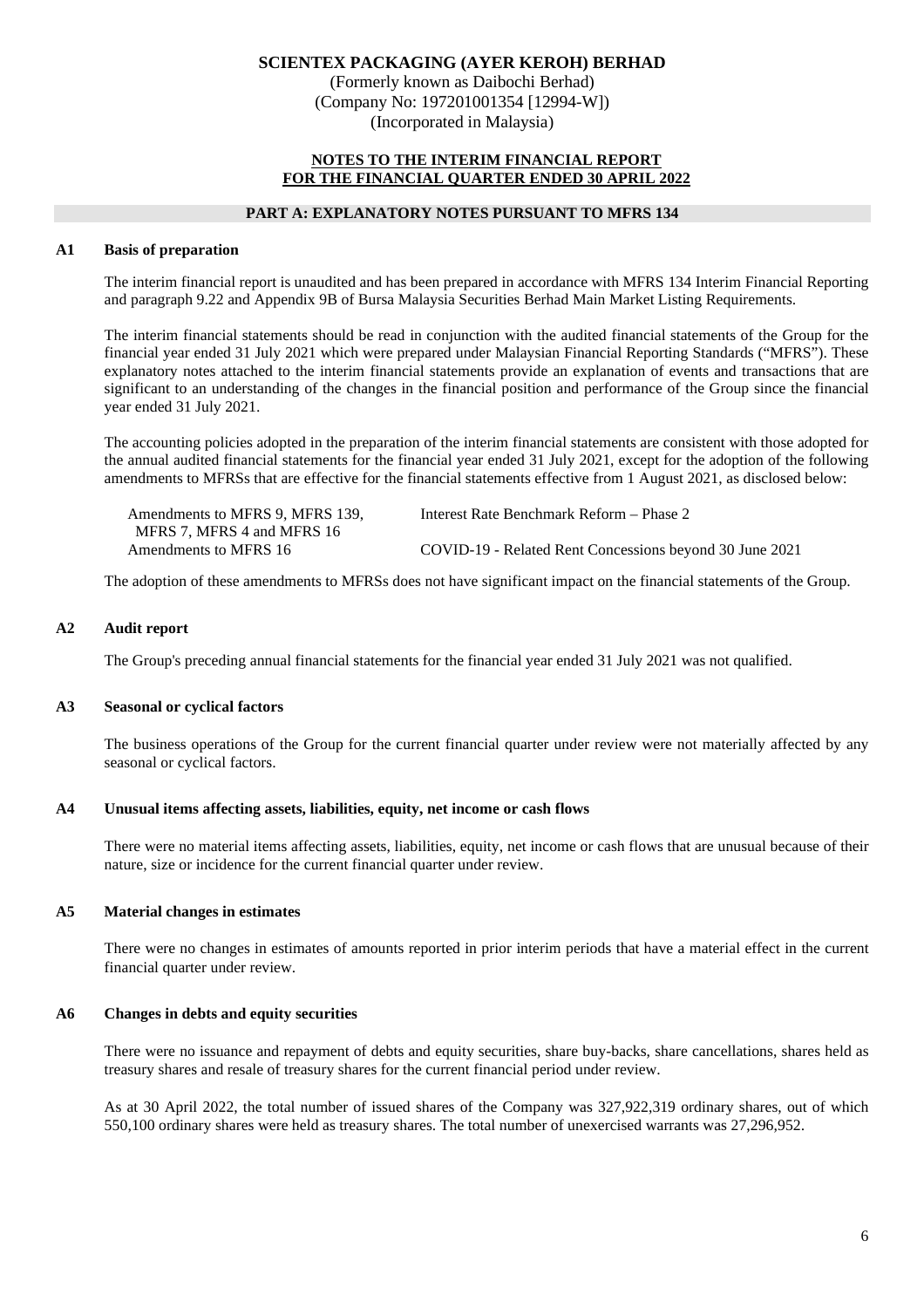**SCIENTEX PACKAGING (AYER KEROH) BERHAD**
(Formerly known as Daibochi Berhad)
(Company No: 197201001354 [12994-W])
(Incorporated in Malaysia)

**NOTES TO THE INTERIM FINANCIAL REPORT**
**FOR THE FINANCIAL QUARTER ENDED 30 APRIL 2022**

## PART A: EXPLANATORY NOTES PURSUANT TO MFRS 134

### A1 Basis of preparation

The interim financial report is unaudited and has been prepared in accordance with MFRS 134 Interim Financial Reporting and paragraph 9.22 and Appendix 9B of Bursa Malaysia Securities Berhad Main Market Listing Requirements.

The interim financial statements should be read in conjunction with the audited financial statements of the Group for the financial year ended 31 July 2021 which were prepared under Malaysian Financial Reporting Standards ("MFRS"). These explanatory notes attached to the interim financial statements provide an explanation of events and transactions that are significant to an understanding of the changes in the financial position and performance of the Group since the financial year ended 31 July 2021.

The accounting policies adopted in the preparation of the interim financial statements are consistent with those adopted for the annual audited financial statements for the financial year ended 31 July 2021, except for the adoption of the following amendments to MFRSs that are effective for the financial statements effective from 1 August 2021, as disclosed below:

| | |
|---|---|
| Amendments to MFRS 9, MFRS 139, MFRS 7, MFRS 4 and MFRS 16 | Interest Rate Benchmark Reform – Phase 2 |
| Amendments to MFRS 16 | COVID-19 - Related Rent Concessions beyond 30 June 2021 |

The adoption of these amendments to MFRSs does not have significant impact on the financial statements of the Group.

### A2 Audit report

The Group's preceding annual financial statements for the financial year ended 31 July 2021 was not qualified.

### A3 Seasonal or cyclical factors

The business operations of the Group for the current financial quarter under review were not materially affected by any seasonal or cyclical factors.

### A4 Unusual items affecting assets, liabilities, equity, net income or cash flows

There were no material items affecting assets, liabilities, equity, net income or cash flows that are unusual because of their nature, size or incidence for the current financial quarter under review.

### A5 Material changes in estimates

There were no changes in estimates of amounts reported in prior interim periods that have a material effect in the current financial quarter under review.

### A6 Changes in debts and equity securities

There were no issuance and repayment of debts and equity securities, share buy-backs, share cancellations, shares held as treasury shares and resale of treasury shares for the current financial period under review.

As at 30 April 2022, the total number of issued shares of the Company was 327,922,319 ordinary shares, out of which 550,100 ordinary shares were held as treasury shares. The total number of unexercised warrants was 27,296,952.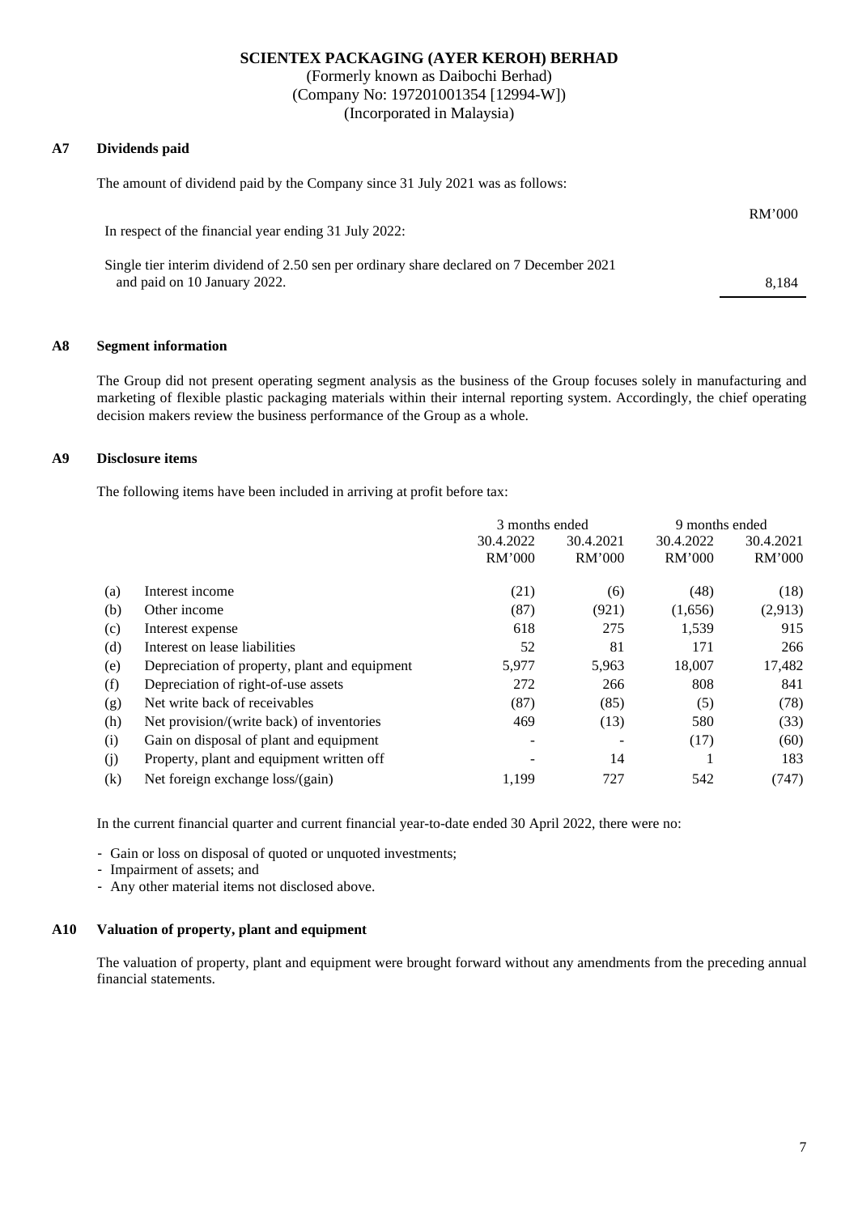**SCIENTEX PACKAGING (AYER KEROH) BERHAD**
(Formerly known as Daibochi Berhad)
(Company No: 197201001354 [12994-W])
(Incorporated in Malaysia)

## A7 Dividends paid

The amount of dividend paid by the Company since 31 July 2021 was as follows:

| | RM'000 |
|---|---|
| In respect of the financial year ending 31 July 2022: | |
| Single tier interim dividend of 2.50 sen per ordinary share declared on 7 December 2021 and paid on 10 January 2022. | 8,184 |

## A8 Segment information

The Group did not present operating segment analysis as the business of the Group focuses solely in manufacturing and marketing of flexible plastic packaging materials within their internal reporting system. Accordingly, the chief operating decision makers review the business performance of the Group as a whole.

## A9 Disclosure items

The following items have been included in arriving at profit before tax:

| | | 3 months ended | | 9 months ended | |
|---|---|---|---|---|---|
| | | 30.4.2022 RM'000 | 30.4.2021 RM'000 | 30.4.2022 RM'000 | 30.4.2021 RM'000 |
| (a) | Interest income | (21) | (6) | (48) | (18) |
| (b) | Other income | (87) | (921) | (1,656) | (2,913) |
| (c) | Interest expense | 618 | 275 | 1,539 | 915 |
| (d) | Interest on lease liabilities | 52 | 81 | 171 | 266 |
| (e) | Depreciation of property, plant and equipment | 5,977 | 5,963 | 18,007 | 17,482 |
| (f) | Depreciation of right-of-use assets | 272 | 266 | 808 | 841 |
| (g) | Net write back of receivables | (87) | (85) | (5) | (78) |
| (h) | Net provision/(write back) of inventories | 469 | (13) | 580 | (33) |
| (i) | Gain on disposal of plant and equipment | - | - | (17) | (60) |
| (j) | Property, plant and equipment written off | - | 14 | 1 | 183 |
| (k) | Net foreign exchange loss/(gain) | 1,199 | 727 | 542 | (747) |

In the current financial quarter and current financial year-to-date ended 30 April 2022, there were no:

- Gain or loss on disposal of quoted or unquoted investments;
- Impairment of assets; and
- Any other material items not disclosed above.

## A10 Valuation of property, plant and equipment

The valuation of property, plant and equipment were brought forward without any amendments from the preceding annual financial statements.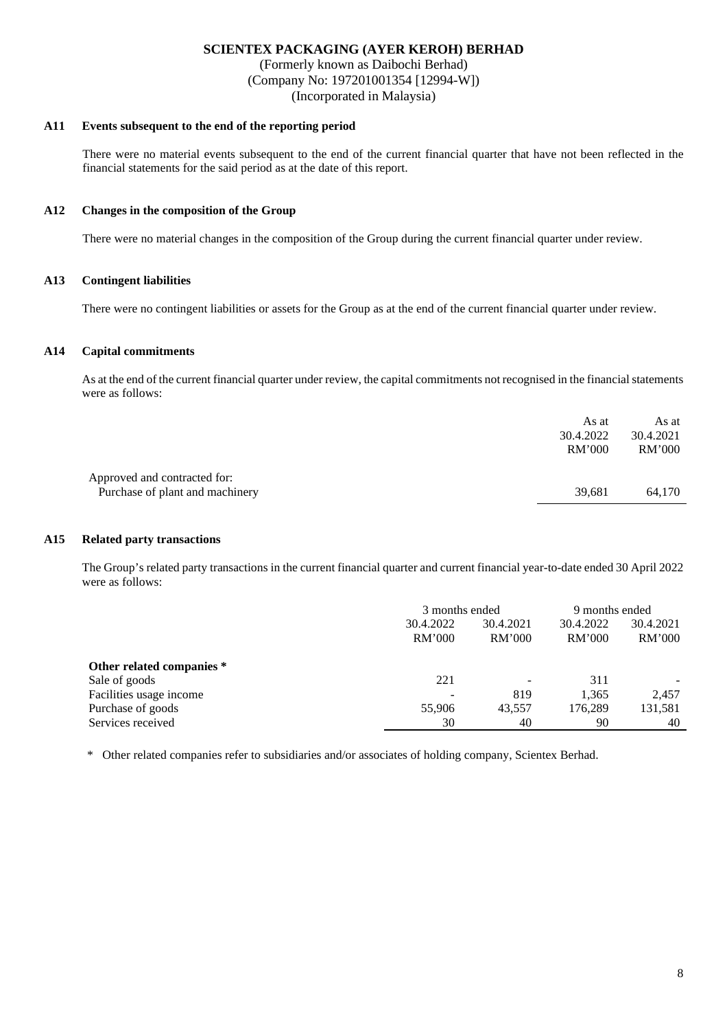**SCIENTEX PACKAGING (AYER KEROH) BERHAD**
(Formerly known as Daibochi Berhad)
(Company No: 197201001354 [12994-W])
(Incorporated in Malaysia)

### A11 Events subsequent to the end of the reporting period

There were no material events subsequent to the end of the current financial quarter that have not been reflected in the financial statements for the said period as at the date of this report.

### A12 Changes in the composition of the Group

There were no material changes in the composition of the Group during the current financial quarter under review.

### A13 Contingent liabilities

There were no contingent liabilities or assets for the Group as at the end of the current financial quarter under review.

### A14 Capital commitments

As at the end of the current financial quarter under review, the capital commitments not recognised in the financial statements were as follows:

| | As at 30.4.2022 RM'000 | As at 30.4.2021 RM'000 |
|---|---|---|
| Approved and contracted for: | | |
| Purchase of plant and machinery | 39,681 | 64,170 |

### A15 Related party transactions

The Group's related party transactions in the current financial quarter and current financial year-to-date ended 30 April 2022 were as follows:

| | 3 months ended | | 9 months ended | |
|---|---|---|---|---|
| | 30.4.2022 RM'000 | 30.4.2021 RM'000 | 30.4.2022 RM'000 | 30.4.2021 RM'000 |
| **Other related companies \*** | | | | |
| Sale of goods | 221 | - | 311 | - |
| Facilities usage income | - | 819 | 1,365 | 2,457 |
| Purchase of goods | 55,906 | 43,557 | 176,289 | 131,581 |
| Services received | 30 | 40 | 90 | 40 |

\* Other related companies refer to subsidiaries and/or associates of holding company, Scientex Berhad.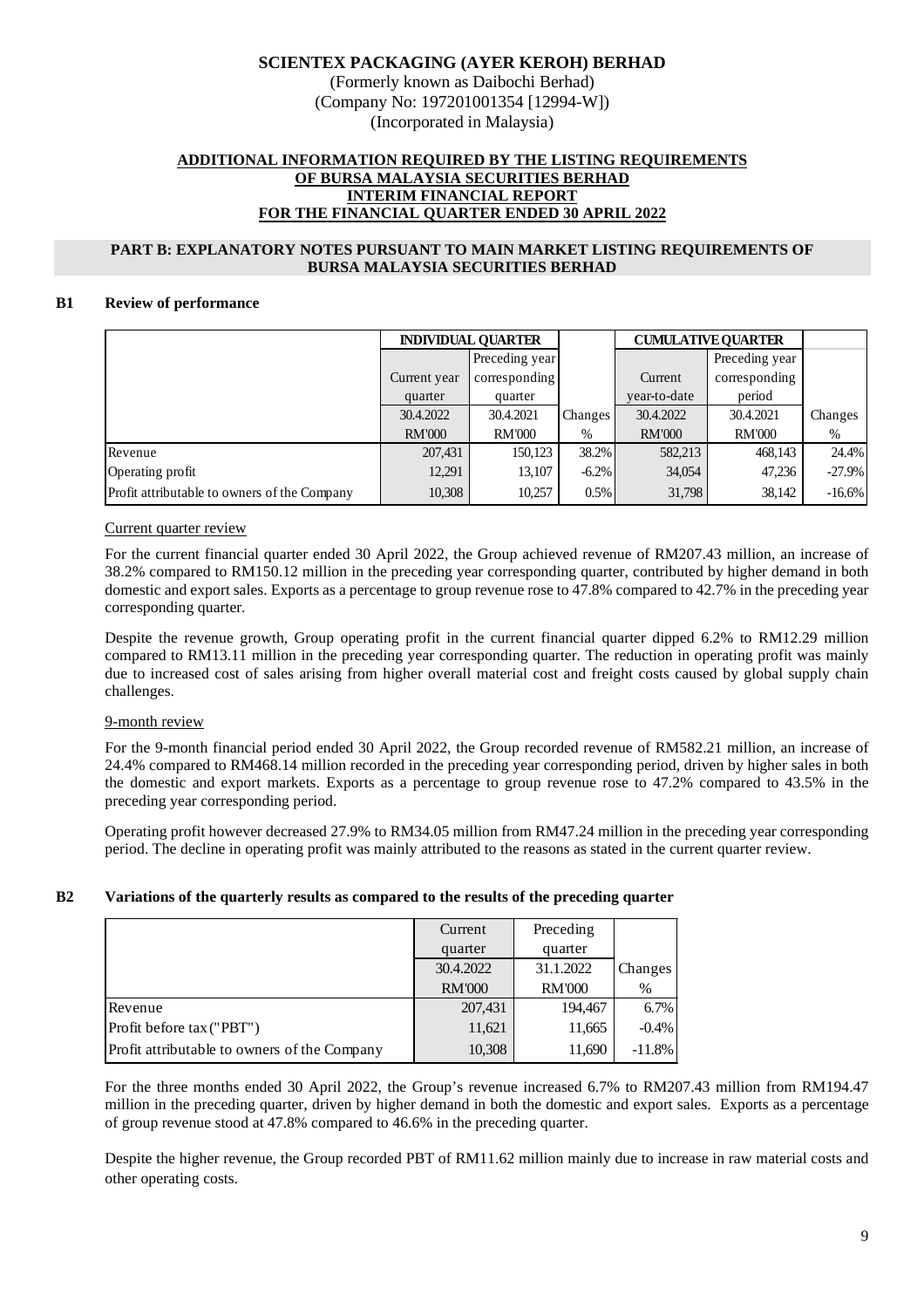**SCIENTEX PACKAGING (AYER KEROH) BERHAD**
(Formerly known as Daibochi Berhad)
(Company No: 197201001354 [12994-W])
(Incorporated in Malaysia)

**ADDITIONAL INFORMATION REQUIRED BY THE LISTING REQUIREMENTS OF BURSA MALAYSIA SECURITIES BERHAD**
**INTERIM FINANCIAL REPORT**
**FOR THE FINANCIAL QUARTER ENDED 30 APRIL 2022**

## PART B: EXPLANATORY NOTES PURSUANT TO MAIN MARKET LISTING REQUIREMENTS OF BURSA MALAYSIA SECURITIES BERHAD

### B1 Review of performance

| | INDIVIDUAL QUARTER | | | CUMULATIVE QUARTER | | |
|---|---|---|---|---|---|---|
| | Current year quarter | Preceding year corresponding quarter | | Current year-to-date | Preceding year corresponding period | |
| | 30.4.2022 | 30.4.2021 | Changes | 30.4.2022 | 30.4.2021 | Changes |
| | RM'000 | RM'000 | % | RM'000 | RM'000 | % |
| Revenue | 207,431 | 150,123 | 38.2% | 582,213 | 468,143 | 24.4% |
| Operating profit | 12,291 | 13,107 | -6.2% | 34,054 | 47,236 | -27.9% |
| Profit attributable to owners of the Company | 10,308 | 10,257 | 0.5% | 31,798 | 38,142 | -16.6% |

Current quarter review

For the current financial quarter ended 30 April 2022, the Group achieved revenue of RM207.43 million, an increase of 38.2% compared to RM150.12 million in the preceding year corresponding quarter, contributed by higher demand in both domestic and export sales. Exports as a percentage to group revenue rose to 47.8% compared to 42.7% in the preceding year corresponding quarter.

Despite the revenue growth, Group operating profit in the current financial quarter dipped 6.2% to RM12.29 million compared to RM13.11 million in the preceding year corresponding quarter. The reduction in operating profit was mainly due to increased cost of sales arising from higher overall material cost and freight costs caused by global supply chain challenges.

9-month review

For the 9-month financial period ended 30 April 2022, the Group recorded revenue of RM582.21 million, an increase of 24.4% compared to RM468.14 million recorded in the preceding year corresponding period, driven by higher sales in both the domestic and export markets. Exports as a percentage to group revenue rose to 47.2% compared to 43.5% in the preceding year corresponding period.

Operating profit however decreased 27.9% to RM34.05 million from RM47.24 million in the preceding year corresponding period. The decline in operating profit was mainly attributed to the reasons as stated in the current quarter review.

### B2 Variations of the quarterly results as compared to the results of the preceding quarter

| | Current quarter | Preceding quarter | |
|---|---|---|---|
| | 30.4.2022 | 31.1.2022 | Changes |
| | RM'000 | RM'000 | % |
| Revenue | 207,431 | 194,467 | 6.7% |
| Profit before tax ("PBT") | 11,621 | 11,665 | -0.4% |
| Profit attributable to owners of the Company | 10,308 | 11,690 | -11.8% |

For the three months ended 30 April 2022, the Group's revenue increased 6.7% to RM207.43 million from RM194.47 million in the preceding quarter, driven by higher demand in both the domestic and export sales. Exports as a percentage of group revenue stood at 47.8% compared to 46.6% in the preceding quarter.

Despite the higher revenue, the Group recorded PBT of RM11.62 million mainly due to increase in raw material costs and other operating costs.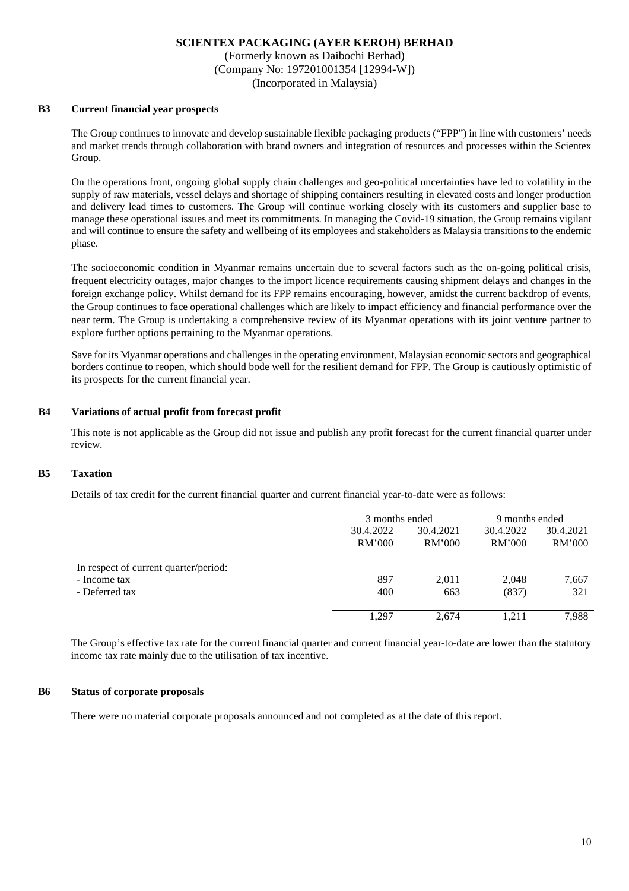**SCIENTEX PACKAGING (AYER KEROH) BERHAD**
(Formerly known as Daibochi Berhad)
(Company No: 197201001354 [12994-W])
(Incorporated in Malaysia)

## B3 Current financial year prospects

The Group continues to innovate and develop sustainable flexible packaging products ("FPP") in line with customers' needs and market trends through collaboration with brand owners and integration of resources and processes within the Scientex Group.

On the operations front, ongoing global supply chain challenges and geo-political uncertainties have led to volatility in the supply of raw materials, vessel delays and shortage of shipping containers resulting in elevated costs and longer production and delivery lead times to customers. The Group will continue working closely with its customers and supplier base to manage these operational issues and meet its commitments. In managing the Covid-19 situation, the Group remains vigilant and will continue to ensure the safety and wellbeing of its employees and stakeholders as Malaysia transitions to the endemic phase.

The socioeconomic condition in Myanmar remains uncertain due to several factors such as the on-going political crisis, frequent electricity outages, major changes to the import licence requirements causing shipment delays and changes in the foreign exchange policy. Whilst demand for its FPP remains encouraging, however, amidst the current backdrop of events, the Group continues to face operational challenges which are likely to impact efficiency and financial performance over the near term. The Group is undertaking a comprehensive review of its Myanmar operations with its joint venture partner to explore further options pertaining to the Myanmar operations.

Save for its Myanmar operations and challenges in the operating environment, Malaysian economic sectors and geographical borders continue to reopen, which should bode well for the resilient demand for FPP. The Group is cautiously optimistic of its prospects for the current financial year.

## B4 Variations of actual profit from forecast profit

This note is not applicable as the Group did not issue and publish any profit forecast for the current financial quarter under review.

## B5 Taxation

Details of tax credit for the current financial quarter and current financial year-to-date were as follows:

| | 3 months ended | | 9 months ended | |
|---|---|---|---|---|
| | 30.4.2022 | 30.4.2021 | 30.4.2022 | 30.4.2021 |
| | RM'000 | RM'000 | RM'000 | RM'000 |
| In respect of current quarter/period: | | | | |
| - Income tax | 897 | 2,011 | 2,048 | 7,667 |
| - Deferred tax | 400 | 663 | (837) | 321 |
| | 1,297 | 2,674 | 1,211 | 7,988 |

The Group's effective tax rate for the current financial quarter and current financial year-to-date are lower than the statutory income tax rate mainly due to the utilisation of tax incentive.

## B6 Status of corporate proposals

There were no material corporate proposals announced and not completed as at the date of this report.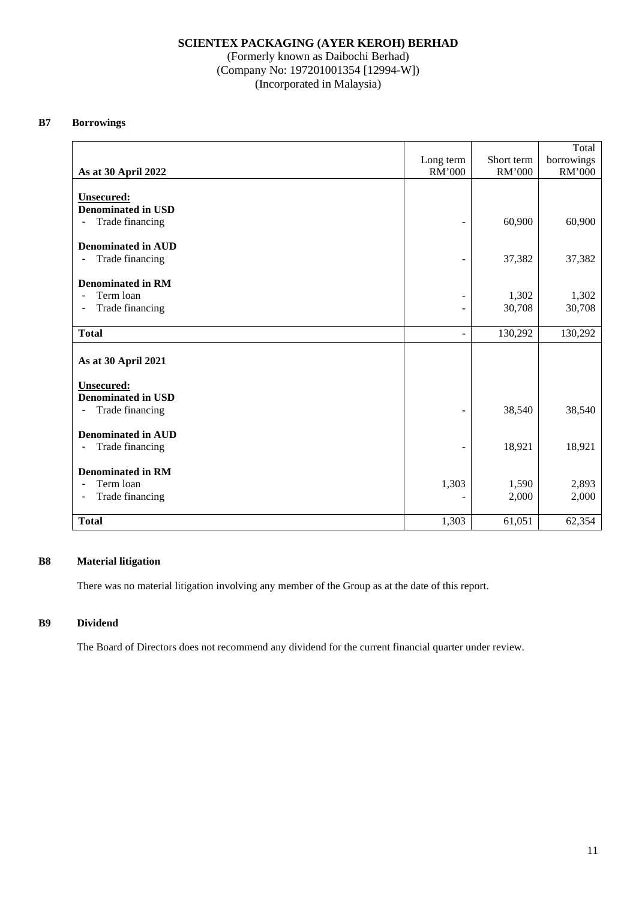**SCIENTEX PACKAGING (AYER KEROH) BERHAD**
(Formerly known as Daibochi Berhad)
(Company No: 197201001354 [12994-W])
(Incorporated in Malaysia)

## B7 Borrowings

| As at 30 April 2022 | Long term RM'000 | Short term RM'000 | Total borrowings RM'000 |
|---|---|---|---|
| **Unsecured:** | | | |
| **Denominated in USD** | | | |
| - Trade financing | - | 60,900 | 60,900 |
| **Denominated in AUD** | | | |
| - Trade financing | - | 37,382 | 37,382 |
| **Denominated in RM** | | | |
| - Term loan | - | 1,302 | 1,302 |
| - Trade financing | - | 30,708 | 30,708 |
| **Total** | - | 130,292 | 130,292 |
| **As at 30 April 2021** | | | |
| **Unsecured:** | | | |
| **Denominated in USD** | | | |
| - Trade financing | - | 38,540 | 38,540 |
| **Denominated in AUD** | | | |
| - Trade financing | - | 18,921 | 18,921 |
| **Denominated in RM** | | | |
| - Term loan | 1,303 | 1,590 | 2,893 |
| - Trade financing | - | 2,000 | 2,000 |
| **Total** | 1,303 | 61,051 | 62,354 |

## B8 Material litigation

There was no material litigation involving any member of the Group as at the date of this report.

## B9 Dividend

The Board of Directors does not recommend any dividend for the current financial quarter under review.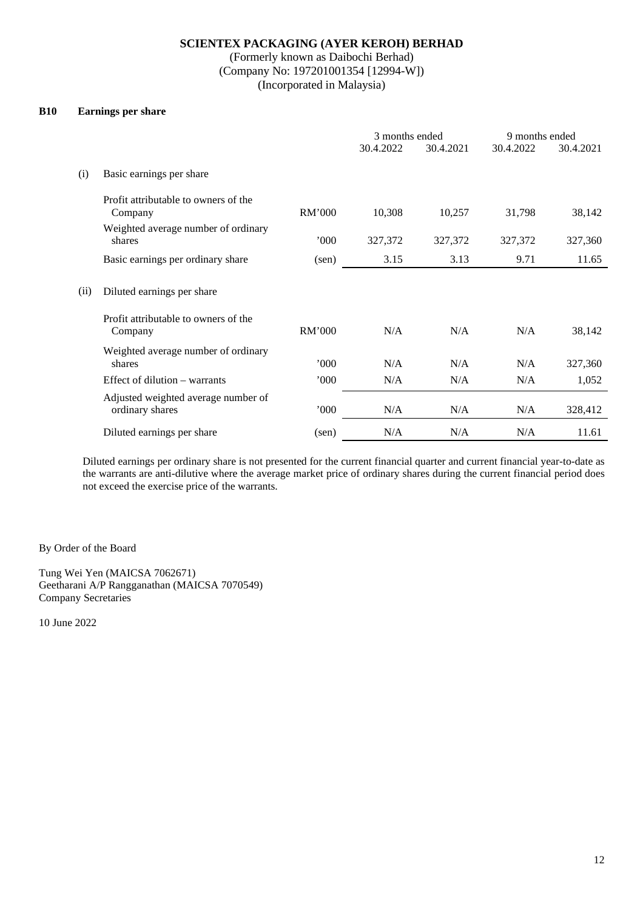**SCIENTEX PACKAGING (AYER KEROH) BERHAD**
(Formerly known as Daibochi Berhad)
(Company No: 197201001354 [12994-W])
(Incorporated in Malaysia)

**B10 Earnings per share**

| | | | 3 months ended | | 9 months ended | |
|---|---|---|---|---|---|---|
| | | | 30.4.2022 | 30.4.2021 | 30.4.2022 | 30.4.2021 |
| (i) | Basic earnings per share | | | | | |
| | Profit attributable to owners of the Company | RM'000 | 10,308 | 10,257 | 31,798 | 38,142 |
| | Weighted average number of ordinary shares | '000 | 327,372 | 327,372 | 327,372 | 327,360 |
| | Basic earnings per ordinary share | (sen) | 3.15 | 3.13 | 9.71 | 11.65 |
| (ii) | Diluted earnings per share | | | | | |
| | Profit attributable to owners of the Company | RM'000 | N/A | N/A | N/A | 38,142 |
| | Weighted average number of ordinary shares | '000 | N/A | N/A | N/A | 327,360 |
| | Effect of dilution – warrants | '000 | N/A | N/A | N/A | 1,052 |
| | Adjusted weighted average number of ordinary shares | '000 | N/A | N/A | N/A | 328,412 |
| | Diluted earnings per share | (sen) | N/A | N/A | N/A | 11.61 |

Diluted earnings per ordinary share is not presented for the current financial quarter and current financial year-to-date as the warrants are anti-dilutive where the average market price of ordinary shares during the current financial period does not exceed the exercise price of the warrants.

By Order of the Board

Tung Wei Yen (MAICSA 7062671)
Geetharani A/P Rangganathan (MAICSA 7070549)
Company Secretaries

10 June 2022